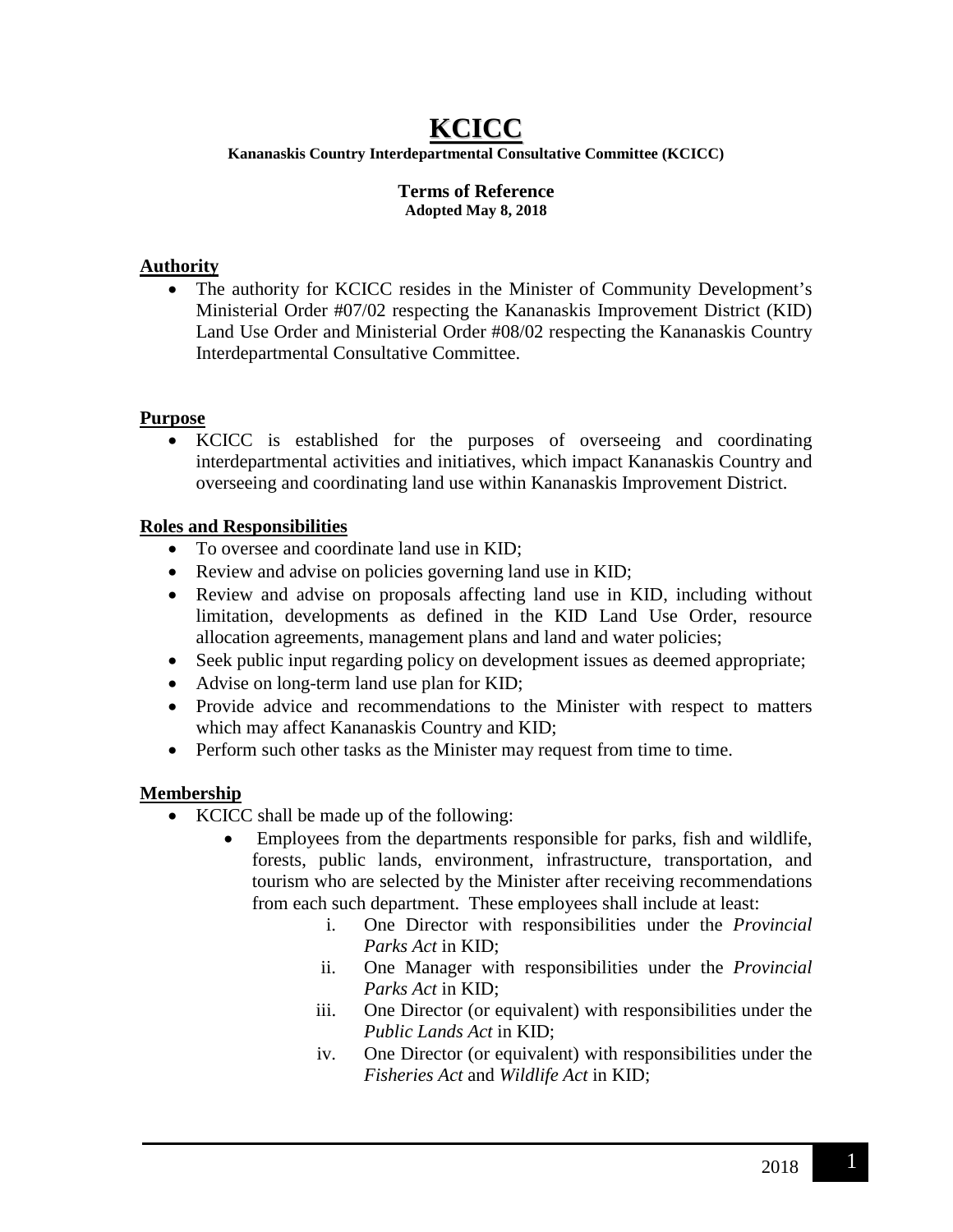# KCICC

**Kananaskis Country Interdepartmental Consultative Committee (KCICC)**

**Terms of Reference**
**Adopted May 8, 2018**

## Authority

- The authority for KCICC resides in the Minister of Community Development's Ministerial Order #07/02 respecting the Kananaskis Improvement District (KID) Land Use Order and Ministerial Order #08/02 respecting the Kananaskis Country Interdepartmental Consultative Committee.

## Purpose

- KCICC is established for the purposes of overseeing and coordinating interdepartmental activities and initiatives, which impact Kananaskis Country and overseeing and coordinating land use within Kananaskis Improvement District.

## Roles and Responsibilities

- To oversee and coordinate land use in KID;
- Review and advise on policies governing land use in KID;
- Review and advise on proposals affecting land use in KID, including without limitation, developments as defined in the KID Land Use Order, resource allocation agreements, management plans and land and water policies;
- Seek public input regarding policy on development issues as deemed appropriate;
- Advise on long-term land use plan for KID;
- Provide advice and recommendations to the Minister with respect to matters which may affect Kananaskis Country and KID;
- Perform such other tasks as the Minister may request from time to time.

## Membership

- KCICC shall be made up of the following:
  - Employees from the departments responsible for parks, fish and wildlife, forests, public lands, environment, infrastructure, transportation, and tourism who are selected by the Minister after receiving recommendations from each such department. These employees shall include at least:
    1. One Director with responsibilities under the *Provincial Parks Act* in KID;
    2. One Manager with responsibilities under the *Provincial Parks Act* in KID;
    3. One Director (or equivalent) with responsibilities under the *Public Lands Act* in KID;
    4. One Director (or equivalent) with responsibilities under the *Fisheries Act* and *Wildlife Act* in KID;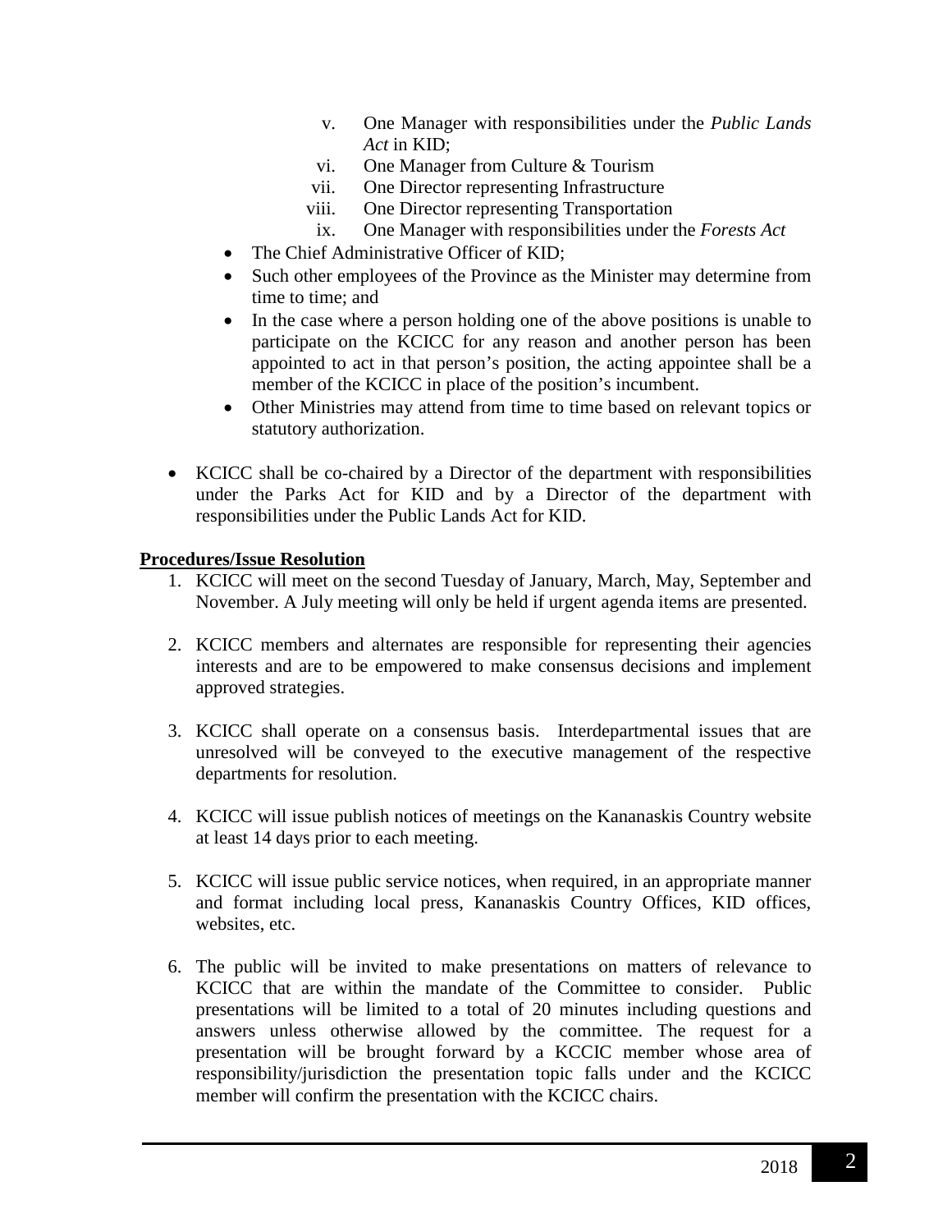v. One Manager with responsibilities under the *Public Lands Act* in KID;
   vi. One Manager from Culture & Tourism
   vii. One Director representing Infrastructure
   viii. One Director representing Transportation
   ix. One Manager with responsibilities under the *Forests Act*

- The Chief Administrative Officer of KID;
- Such other employees of the Province as the Minister may determine from time to time; and
- In the case where a person holding one of the above positions is unable to participate on the KCICC for any reason and another person has been appointed to act in that person's position, the acting appointee shall be a member of the KCICC in place of the position's incumbent.
- Other Ministries may attend from time to time based on relevant topics or statutory authorization.

- KCICC shall be co-chaired by a Director of the department with responsibilities under the Parks Act for KID and by a Director of the department with responsibilities under the Public Lands Act for KID.

**Procedures/Issue Resolution**

1. KCICC will meet on the second Tuesday of January, March, May, September and November. A July meeting will only be held if urgent agenda items are presented.

2. KCICC members and alternates are responsible for representing their agencies interests and are to be empowered to make consensus decisions and implement approved strategies.

3. KCICC shall operate on a consensus basis. Interdepartmental issues that are unresolved will be conveyed to the executive management of the respective departments for resolution.

4. KCICC will issue publish notices of meetings on the Kananaskis Country website at least 14 days prior to each meeting.

5. KCICC will issue public service notices, when required, in an appropriate manner and format including local press, Kananaskis Country Offices, KID offices, websites, etc.

6. The public will be invited to make presentations on matters of relevance to KCICC that are within the mandate of the Committee to consider. Public presentations will be limited to a total of 20 minutes including questions and answers unless otherwise allowed by the committee. The request for a presentation will be brought forward by a KCCIC member whose area of responsibility/jurisdiction the presentation topic falls under and the KCICC member will confirm the presentation with the KCICC chairs.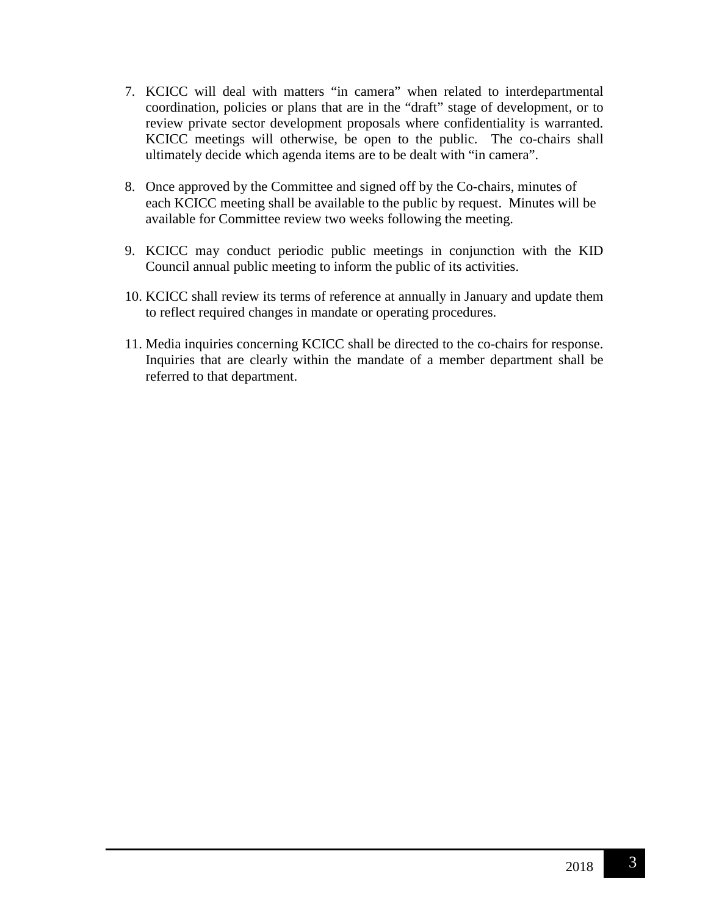7. KCICC will deal with matters "in camera" when related to interdepartmental coordination, policies or plans that are in the "draft" stage of development, or to review private sector development proposals where confidentiality is warranted. KCICC meetings will otherwise, be open to the public. The co-chairs shall ultimately decide which agenda items are to be dealt with "in camera".

8. Once approved by the Committee and signed off by the Co-chairs, minutes of each KCICC meeting shall be available to the public by request. Minutes will be available for Committee review two weeks following the meeting.

9. KCICC may conduct periodic public meetings in conjunction with the KID Council annual public meeting to inform the public of its activities.

10. KCICC shall review its terms of reference at annually in January and update them to reflect required changes in mandate or operating procedures.

11. Media inquiries concerning KCICC shall be directed to the co-chairs for response. Inquiries that are clearly within the mandate of a member department shall be referred to that department.